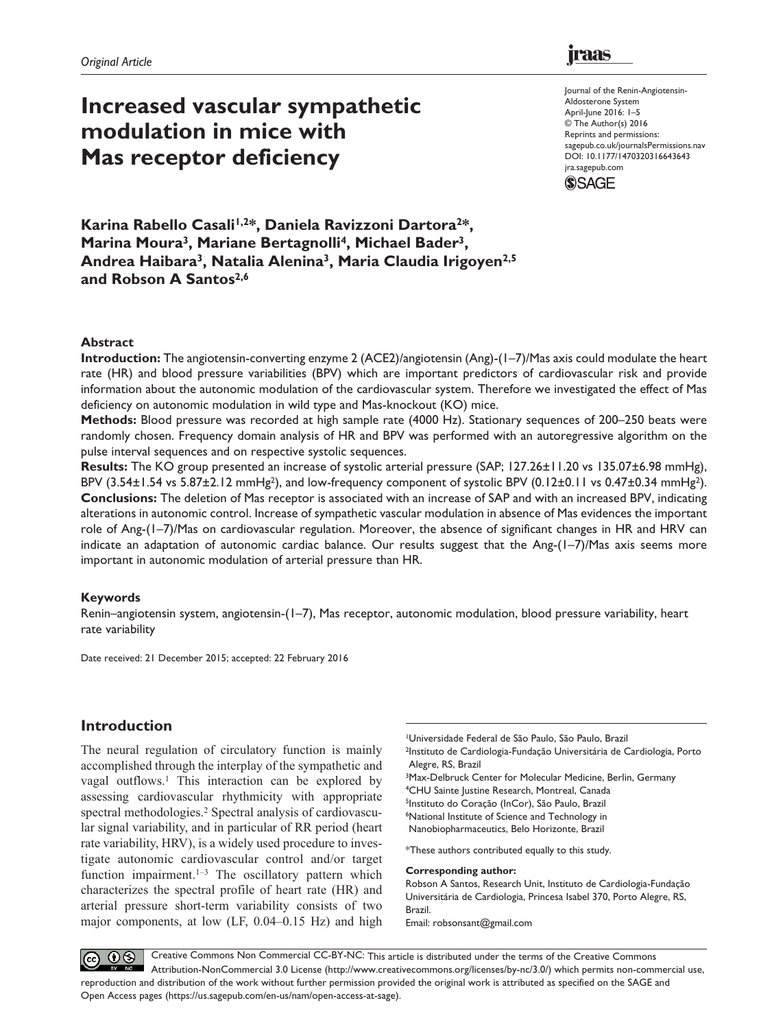*Original Article*

# Increased vascular sympathetic modulation in mice with Mas receptor deficiency

Journal of the Renin-Angiotensin-Aldosterone System
April-June 2016: 1–5
© The Author(s) 2016
Reprints and permissions: sagepub.co.uk/journalsPermissions.nav
DOI: 10.1177/1470320316643643
jra.sagepub.com

**Karina Rabello Casali[1,2*], Daniela Ravizzoni Dartora[2*], Marina Moura[3], Mariane Bertagnolli[4], Michael Bader[3], Andrea Haibara[3], Natalia Alenina[3], Maria Claudia Irigoyen[2,5] and Robson A Santos[2,6]**

### Abstract

**Introduction:** The angiotensin-converting enzyme 2 (ACE2)/angiotensin (Ang)-(1–7)/Mas axis could modulate the heart rate (HR) and blood pressure variabilities (BPV) which are important predictors of cardiovascular risk and provide information about the autonomic modulation of the cardiovascular system. Therefore we investigated the effect of Mas deficiency on autonomic modulation in wild type and Mas-knockout (KO) mice.

**Methods:** Blood pressure was recorded at high sample rate (4000 Hz). Stationary sequences of 200–250 beats were randomly chosen. Frequency domain analysis of HR and BPV was performed with an autoregressive algorithm on the pulse interval sequences and on respective systolic sequences.

**Results:** The KO group presented an increase of systolic arterial pressure (SAP; 127.26±11.20 vs 135.07±6.98 mmHg), BPV (3.54±1.54 vs 5.87±2.12 mmHg$^2$), and low-frequency component of systolic BPV (0.12±0.11 vs 0.47±0.34 mmHg$^2$).

**Conclusions:** The deletion of Mas receptor is associated with an increase of SAP and with an increased BPV, indicating alterations in autonomic control. Increase of sympathetic vascular modulation in absence of Mas evidences the important role of Ang-(1–7)/Mas on cardiovascular regulation. Moreover, the absence of significant changes in HR and HRV can indicate an adaptation of autonomic cardiac balance. Our results suggest that the Ang-(1–7)/Mas axis seems more important in autonomic modulation of arterial pressure than HR.

### Keywords

Renin–angiotensin system, angiotensin-(1–7), Mas receptor, autonomic modulation, blood pressure variability, heart rate variability

Date received: 21 December 2015; accepted: 22 February 2016

## Introduction

The neural regulation of circulatory function is mainly accomplished through the interplay of the sympathetic and vagal outflows.[1] This interaction can be explored by assessing cardiovascular rhythmicity with appropriate spectral methodologies.[2] Spectral analysis of cardiovascular signal variability, and in particular of RR period (heart rate variability, HRV), is a widely used procedure to investigate autonomic cardiovascular control and/or target function impairment.[1–3] The oscillatory pattern which characterizes the spectral profile of heart rate (HR) and arterial pressure short-term variability consists of two major components, at low (LF, 0.04–0.15 Hz) and high

[1]Universidade Federal de São Paulo, São Paulo, Brazil
[2]Instituto de Cardiologia-Fundação Universitária de Cardiologia, Porto Alegre, RS, Brazil
[3]Max-Delbruck Center for Molecular Medicine, Berlin, Germany
[4]CHU Sainte Justine Research, Montreal, Canada
[5]Instituto do Coração (InCor), São Paulo, Brazil
[6]National Institute of Science and Technology in Nanobiopharmaceutics, Belo Horizonte, Brazil

*These authors contributed equally to this study.

**Corresponding author:**
Robson A Santos, Research Unit, Instituto de Cardiologia-Fundação Universitária de Cardiologia, Princesa Isabel 370, Porto Alegre, RS, Brazil.
Email: robsonsant@gmail.com

Creative Commons Non Commercial CC-BY-NC: This article is distributed under the terms of the Creative Commons Attribution-NonCommercial 3.0 License (http://www.creativecommons.org/licenses/by-nc/3.0/) which permits non-commercial use, reproduction and distribution of the work without further permission provided the original work is attributed as specified on the SAGE and Open Access pages (https://us.sagepub.com/en-us/nam/open-access-at-sage).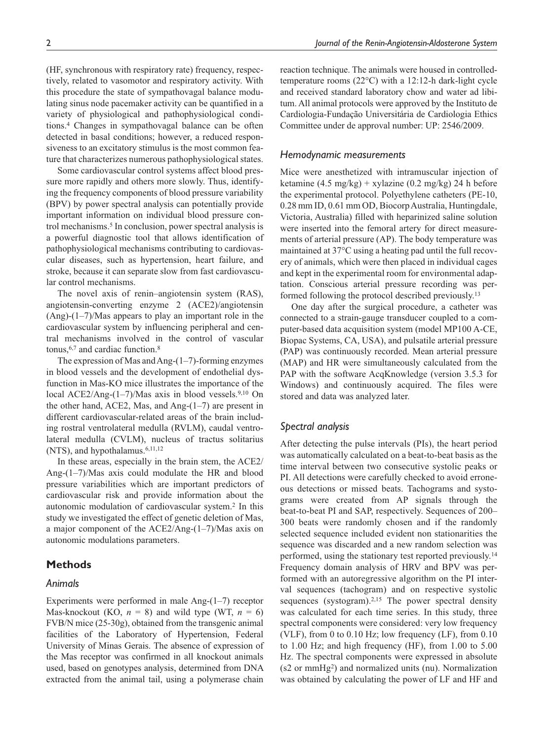(HF, synchronous with respiratory rate) frequency, respectively, related to vasomotor and respiratory activity. With this procedure the state of sympathovagal balance modulating sinus node pacemaker activity can be quantified in a variety of physiological and pathophysiological conditions.[4] Changes in sympathovagal balance can be often detected in basal conditions; however, a reduced responsiveness to an excitatory stimulus is the most common feature that characterizes numerous pathophysiological states.

Some cardiovascular control systems affect blood pressure more rapidly and others more slowly. Thus, identifying the frequency components of blood pressure variability (BPV) by power spectral analysis can potentially provide important information on individual blood pressure control mechanisms.[5] In conclusion, power spectral analysis is a powerful diagnostic tool that allows identification of pathophysiological mechanisms contributing to cardiovascular diseases, such as hypertension, heart failure, and stroke, because it can separate slow from fast cardiovascular control mechanisms.

The novel axis of renin–angiotensin system (RAS), angiotensin-converting enzyme 2 (ACE2)/angiotensin (Ang)-(1–7)/Mas appears to play an important role in the cardiovascular system by influencing peripheral and central mechanisms involved in the control of vascular tonus,[6,7] and cardiac function.[8]

The expression of Mas and Ang-(1–7)-forming enzymes in blood vessels and the development of endothelial dysfunction in Mas-KO mice illustrates the importance of the local ACE2/Ang-(1–7)/Mas axis in blood vessels.[9,10] On the other hand, ACE2, Mas, and Ang-(1–7) are present in different cardiovascular-related areas of the brain including rostral ventrolateral medulla (RVLM), caudal ventrolateral medulla (CVLM), nucleus of tractus solitarius (NTS), and hypothalamus.[6,11,12]

In these areas, especially in the brain stem, the ACE2/Ang-(1–7)/Mas axis could modulate the HR and blood pressure variabilities which are important predictors of cardiovascular risk and provide information about the autonomic modulation of cardiovascular system.[2] In this study we investigated the effect of genetic deletion of Mas, a major component of the ACE2/Ang-(1–7)/Mas axis on autonomic modulations parameters.

## Methods

### *Animals*

Experiments were performed in male Ang-(1–7) receptor Mas-knockout (KO, $n = 8$) and wild type (WT, $n = 6$) FVB/N mice (25-30g), obtained from the transgenic animal facilities of the Laboratory of Hypertension, Federal University of Minas Gerais. The absence of expression of the Mas receptor was confirmed in all knockout animals used, based on genotypes analysis, determined from DNA extracted from the animal tail, using a polymerase chain reaction technique. The animals were housed in controlled-temperature rooms (22°C) with a 12:12-h dark-light cycle and received standard laboratory chow and water ad libitum. All animal protocols were approved by the Instituto de Cardiologia-Fundação Universitária de Cardiologia Ethics Committee under de approval number: UP: 2546/2009.

### *Hemodynamic measurements*

Mice were anesthetized with intramuscular injection of ketamine (4.5 mg/kg) + xylazine (0.2 mg/kg) 24 h before the experimental protocol. Polyethylene catheters (PE-10, 0.28 mm ID, 0.61 mm OD, Biocorp Australia, Huntingdale, Victoria, Australia) filled with heparinized saline solution were inserted into the femoral artery for direct measurements of arterial pressure (AP). The body temperature was maintained at 37°C using a heating pad until the full recovery of animals, which were then placed in individual cages and kept in the experimental room for environmental adaptation. Conscious arterial pressure recording was performed following the protocol described previously.[13]

One day after the surgical procedure, a catheter was connected to a strain-gauge transducer coupled to a computer-based data acquisition system (model MP100 A-CE, Biopac Systems, CA, USA), and pulsatile arterial pressure (PAP) was continuously recorded. Mean arterial pressure (MAP) and HR were simultaneously calculated from the PAP with the software AcqKnowledge (version 3.5.3 for Windows) and continuously acquired. The files were stored and data was analyzed later.

### *Spectral analysis*

After detecting the pulse intervals (PIs), the heart period was automatically calculated on a beat-to-beat basis as the time interval between two consecutive systolic peaks or PI. All detections were carefully checked to avoid erroneous detections or missed beats. Tachograms and systograms were created from AP signals through the beat-to-beat PI and SAP, respectively. Sequences of 200–300 beats were randomly chosen and if the randomly selected sequence included evident non stationarities the sequence was discarded and a new random selection was performed, using the stationary test reported previously.[14] Frequency domain analysis of HRV and BPV was performed with an autoregressive algorithm on the PI interval sequences (tachogram) and on respective systolic sequences (systogram).[2,15] The power spectral density was calculated for each time series. In this study, three spectral components were considered: very low frequency (VLF), from 0 to 0.10 Hz; low frequency (LF), from 0.10 to 1.00 Hz; and high frequency (HF), from 1.00 to 5.00 Hz. The spectral components were expressed in absolute ($s^2$ or $mmHg^2$) and normalized units (nu). Normalization was obtained by calculating the power of LF and HF and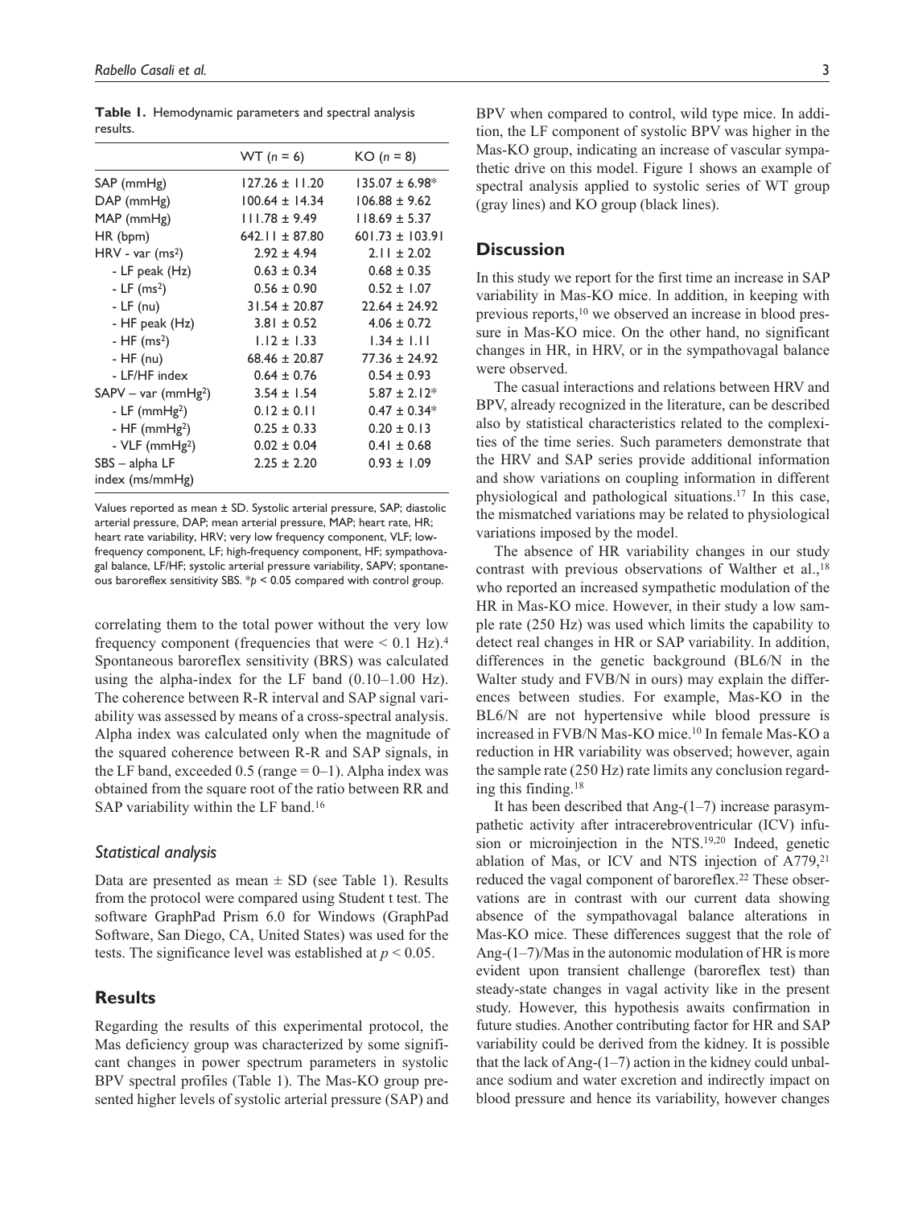**Table 1.** Hemodynamic parameters and spectral analysis results.

| | WT ($n$ = 6) | KO ($n$ = 8) |
|---|---|---|
| SAP (mmHg) | 127.26 ± 11.20 | 135.07 ± 6.98* |
| DAP (mmHg) | 100.64 ± 14.34 | 106.88 ± 9.62 |
| MAP (mmHg) | 111.78 ± 9.49 | 118.69 ± 5.37 |
| HR (bpm) | 642.11 ± 87.80 | 601.73 ± 103.91 |
| HRV - var (ms$^2$) | 2.92 ± 4.94 | 2.11 ± 2.02 |
| - LF peak (Hz) | 0.63 ± 0.34 | 0.68 ± 0.35 |
| - LF (ms$^2$) | 0.56 ± 0.90 | 0.52 ± 1.07 |
| - LF (nu) | 31.54 ± 20.87 | 22.64 ± 24.92 |
| - HF peak (Hz) | 3.81 ± 0.52 | 4.06 ± 0.72 |
| - HF (ms$^2$) | 1.12 ± 1.33 | 1.34 ± 1.11 |
| - HF (nu) | 68.46 ± 20.87 | 77.36 ± 24.92 |
| - LF/HF index | 0.64 ± 0.76 | 0.54 ± 0.93 |
| SAPV – var (mmHg$^2$) | 3.54 ± 1.54 | 5.87 ± 2.12* |
| - LF (mmHg$^2$) | 0.12 ± 0.11 | 0.47 ± 0.34* |
| - HF (mmHg$^2$) | 0.25 ± 0.33 | 0.20 ± 0.13 |
| - VLF (mmHg$^2$) | 0.02 ± 0.04 | 0.41 ± 0.68 |
| SBS – alpha LF index (ms/mmHg) | 2.25 ± 2.20 | 0.93 ± 1.09 |

Values reported as mean ± SD. Systolic arterial pressure, SAP; diastolic arterial pressure, DAP; mean arterial pressure, MAP; heart rate, HR; heart rate variability, HRV; very low frequency component, VLF; low-frequency component, LF; high-frequency component, HF; sympathovagal balance, LF/HF; systolic arterial pressure variability, SAPV; spontaneous baroreflex sensitivity SBS. *$p$ < 0.05 compared with control group.

correlating them to the total power without the very low frequency component (frequencies that were < 0.1 Hz).[4] Spontaneous baroreflex sensitivity (BRS) was calculated using the alpha-index for the LF band (0.10–1.00 Hz). The coherence between R-R interval and SAP signal variability was assessed by means of a cross-spectral analysis. Alpha index was calculated only when the magnitude of the squared coherence between R-R and SAP signals, in the LF band, exceeded 0.5 (range = 0–1). Alpha index was obtained from the square root of the ratio between RR and SAP variability within the LF band.[16]

### Statistical analysis

Data are presented as mean ± SD (see Table 1). Results from the protocol were compared using Student t test. The software GraphPad Prism 6.0 for Windows (GraphPad Software, San Diego, CA, United States) was used for the tests. The significance level was established at $p$ < 0.05.

## Results

Regarding the results of this experimental protocol, the Mas deficiency group was characterized by some significant changes in power spectrum parameters in systolic BPV spectral profiles (Table 1). The Mas-KO group presented higher levels of systolic arterial pressure (SAP) and BPV when compared to control, wild type mice. In addition, the LF component of systolic BPV was higher in the Mas-KO group, indicating an increase of vascular sympathetic drive on this model. Figure 1 shows an example of spectral analysis applied to systolic series of WT group (gray lines) and KO group (black lines).

## Discussion

In this study we report for the first time an increase in SAP variability in Mas-KO mice. In addition, in keeping with previous reports,[10] we observed an increase in blood pressure in Mas-KO mice. On the other hand, no significant changes in HR, in HRV, or in the sympathovagal balance were observed.

The casual interactions and relations between HRV and BPV, already recognized in the literature, can be described also by statistical characteristics related to the complexities of the time series. Such parameters demonstrate that the HRV and SAP series provide additional information and show variations on coupling information in different physiological and pathological situations.[17] In this case, the mismatched variations may be related to physiological variations imposed by the model.

The absence of HR variability changes in our study contrast with previous observations of Walther et al.,[18] who reported an increased sympathetic modulation of the HR in Mas-KO mice. However, in their study a low sample rate (250 Hz) was used which limits the capability to detect real changes in HR or SAP variability. In addition, differences in the genetic background (BL6/N in the Walter study and FVB/N in ours) may explain the differences between studies. For example, Mas-KO in the BL6/N are not hypertensive while blood pressure is increased in FVB/N Mas-KO mice.[10] In female Mas-KO a reduction in HR variability was observed; however, again the sample rate (250 Hz) rate limits any conclusion regarding this finding.[18]

It has been described that Ang-(1–7) increase parasympathetic activity after intracerebroventricular (ICV) infusion or microinjection in the NTS.[19,20] Indeed, genetic ablation of Mas, or ICV and NTS injection of A779,[21] reduced the vagal component of baroreflex.[22] These observations are in contrast with our current data showing absence of the sympathovagal balance alterations in Mas-KO mice. These differences suggest that the role of Ang-(1–7)/Mas in the autonomic modulation of HR is more evident upon transient challenge (baroreflex test) than steady-state changes in vagal activity like in the present study. However, this hypothesis awaits confirmation in future studies. Another contributing factor for HR and SAP variability could be derived from the kidney. It is possible that the lack of Ang-(1–7) action in the kidney could unbalance sodium and water excretion and indirectly impact on blood pressure and hence its variability, however changes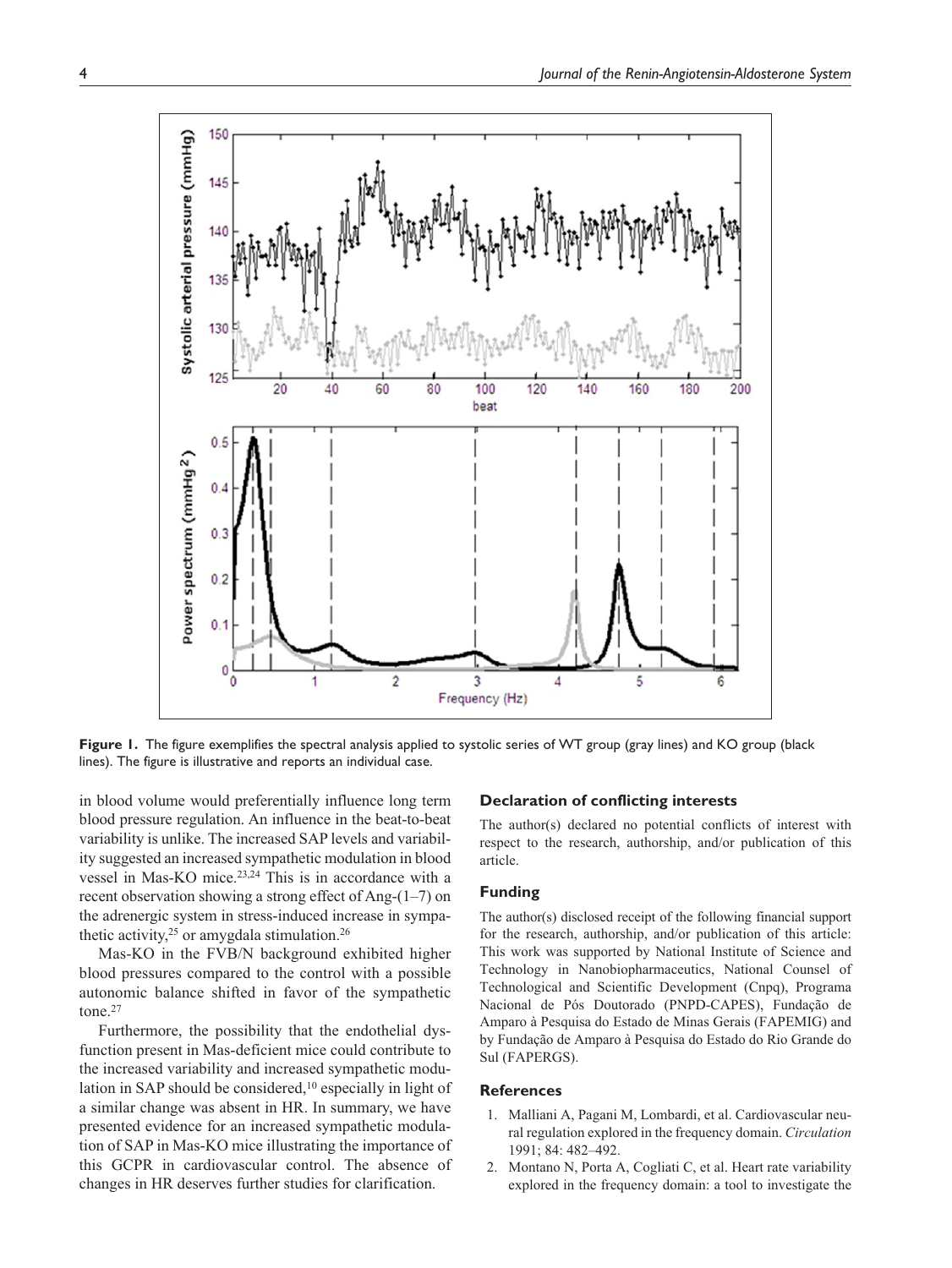Systolic arterial pressure (mmHg)

150
145
140
135
130
125

20 40 60 80 100 120 140 160 180 200

beat

Power spectrum (mmHg$^2$)

0.5
0.4
0.3
0.2
0.1
0

0 1 2 3 4 5 6

Frequency (Hz)

**Figure 1.** The figure exemplifies the spectral analysis applied to systolic series of WT group (gray lines) and KO group (black lines). The figure is illustrative and reports an individual case.

in blood volume would preferentially influence long term blood pressure regulation. An influence in the beat-to-beat variability is unlike. The increased SAP levels and variability suggested an increased sympathetic modulation in blood vessel in Mas-KO mice.[23,24] This is in accordance with a recent observation showing a strong effect of Ang-(1–7) on the adrenergic system in stress-induced increase in sympathetic activity,[25] or amygdala stimulation.[26]

Mas-KO in the FVB/N background exhibited higher blood pressures compared to the control with a possible autonomic balance shifted in favor of the sympathetic tone.[27]

Furthermore, the possibility that the endothelial dysfunction present in Mas-deficient mice could contribute to the increased variability and increased sympathetic modulation in SAP should be considered,[10] especially in light of a similar change was absent in HR. In summary, we have presented evidence for an increased sympathetic modulation of SAP in Mas-KO mice illustrating the importance of this GCPR in cardiovascular control. The absence of changes in HR deserves further studies for clarification.

### Declaration of conflicting interests

The author(s) declared no potential conflicts of interest with respect to the research, authorship, and/or publication of this article.

### Funding

The author(s) disclosed receipt of the following financial support for the research, authorship, and/or publication of this article: This work was supported by National Institute of Science and Technology in Nanobiopharmaceutics, National Counsel of Technological and Scientific Development (Cnpq), Programa Nacional de Pós Doutorado (PNPD-CAPES), Fundação de Amparo à Pesquisa do Estado de Minas Gerais (FAPEMIG) and by Fundação de Amparo à Pesquisa do Estado do Rio Grande do Sul (FAPERGS).

### References

1. Malliani A, Pagani M, Lombardi, et al. Cardiovascular neural regulation explored in the frequency domain. *Circulation* 1991; 84: 482–492.
2. Montano N, Porta A, Cogliati C, et al. Heart rate variability explored in the frequency domain: a tool to investigate the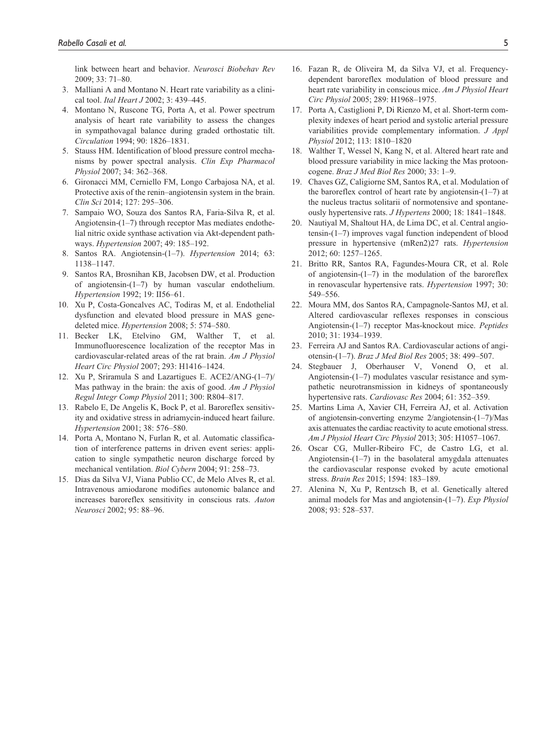link between heart and behavior. *Neurosci Biobehav Rev* 2009; 33: 71–80.

3. Malliani A and Montano N. Heart rate variability as a clinical tool. *Ital Heart J* 2002; 3: 439–445.
4. Montano N, Ruscone TG, Porta A, et al. Power spectrum analysis of heart rate variability to assess the changes in sympathovagal balance during graded orthostatic tilt. *Circulation* 1994; 90: 1826–1831.
5. Stauss HM. Identification of blood pressure control mechanisms by power spectral analysis. *Clin Exp Pharmacol Physiol* 2007; 34: 362–368.
6. Gironacci MM, Cerniello FM, Longo Carbajosa NA, et al. Protective axis of the renin–angiotensin system in the brain. *Clin Sci* 2014; 127: 295–306.
7. Sampaio WO, Souza dos Santos RA, Faria-Silva R, et al. Angiotensin-(1–7) through receptor Mas mediates endothelial nitric oxide synthase activation via Akt-dependent pathways. *Hypertension* 2007; 49: 185–192.
8. Santos RA. Angiotensin-(1–7). *Hypertension* 2014; 63: 1138–1147.
9. Santos RA, Brosnihan KB, Jacobsen DW, et al. Production of angiotensin-(1–7) by human vascular endothelium. *Hypertension* 1992; 19: II56–61.
10. Xu P, Costa-Goncalves AC, Todiras M, et al. Endothelial dysfunction and elevated blood pressure in MAS gene-deleted mice. *Hypertension* 2008; 5: 574–580.
11. Becker LK, Etelvino GM, Walther T, et al. Immunofluorescence localization of the receptor Mas in cardiovascular-related areas of the rat brain. *Am J Physiol Heart Circ Physiol* 2007; 293: H1416–1424.
12. Xu P, Sriramula S and Lazartigues E. ACE2/ANG-(1–7)/Mas pathway in the brain: the axis of good. *Am J Physiol Regul Integr Comp Physiol* 2011; 300: R804–817.
13. Rabelo E, De Angelis K, Bock P, et al. Baroreflex sensitivity and oxidative stress in adriamycin-induced heart failure. *Hypertension* 2001; 38: 576–580.
14. Porta A, Montano N, Furlan R, et al. Automatic classification of interference patterns in driven event series: application to single sympathetic neuron discharge forced by mechanical ventilation. *Biol Cybern* 2004; 91: 258–73.
15. Dias da Silva VJ, Viana Publio CC, de Melo Alves R, et al. Intravenous amiodarone modifies autonomic balance and increases baroreflex sensitivity in conscious rats. *Auton Neurosci* 2002; 95: 88–96.
16. Fazan R, de Oliveira M, da Silva VJ, et al. Frequency-dependent baroreflex modulation of blood pressure and heart rate variability in conscious mice. *Am J Physiol Heart Circ Physiol* 2005; 289: H1968–1975.
17. Porta A, Castiglioni P, Di Rienzo M, et al. Short-term complexity indexes of heart period and systolic arterial pressure variabilities provide complementary information. *J Appl Physiol* 2012; 113: 1810–1820
18. Walther T, Wessel N, Kang N, et al. Altered heart rate and blood pressure variability in mice lacking the Mas protooncogene. *Braz J Med Biol Res* 2000; 33: 1–9.
19. Chaves GZ, Caligiorne SM, Santos RA, et al. Modulation of the baroreflex control of heart rate by angiotensin-(1–7) at the nucleus tractus solitarii of normotensive and spontaneously hypertensive rats. *J Hypertens* 2000; 18: 1841–1848.
20. Nautiyal M, Shaltout HA, de Lima DC, et al. Central angiotensin-(1–7) improves vagal function independent of blood pressure in hypertensive (mRen2)27 rats. *Hypertension* 2012; 60: 1257–1265.
21. Britto RR, Santos RA, Fagundes-Moura CR, et al. Role of angiotensin-(1–7) in the modulation of the baroreflex in renovascular hypertensive rats. *Hypertension* 1997; 30: 549–556.
22. Moura MM, dos Santos RA, Campagnole-Santos MJ, et al. Altered cardiovascular reflexes responses in conscious Angiotensin-(1–7) receptor Mas-knockout mice. *Peptides* 2010; 31: 1934–1939.
23. Ferreira AJ and Santos RA. Cardiovascular actions of angiotensin-(1–7). *Braz J Med Biol Res* 2005; 38: 499–507.
24. Stegbauer J, Oberhauser V, Vonend O, et al. Angiotensin-(1–7) modulates vascular resistance and sympathetic neurotransmission in kidneys of spontaneously hypertensive rats. *Cardiovasc Res* 2004; 61: 352–359.
25. Martins Lima A, Xavier CH, Ferreira AJ, et al. Activation of angiotensin-converting enzyme 2/angiotensin-(1–7)/Mas axis attenuates the cardiac reactivity to acute emotional stress. *Am J Physiol Heart Circ Physiol* 2013; 305: H1057–1067.
26. Oscar CG, Muller-Ribeiro FC, de Castro LG, et al. Angiotensin-(1–7) in the basolateral amygdala attenuates the cardiovascular response evoked by acute emotional stress. *Brain Res* 2015; 1594: 183–189.
27. Alenina N, Xu P, Rentzsch B, et al. Genetically altered animal models for Mas and angiotensin-(1–7). *Exp Physiol* 2008; 93: 528–537.